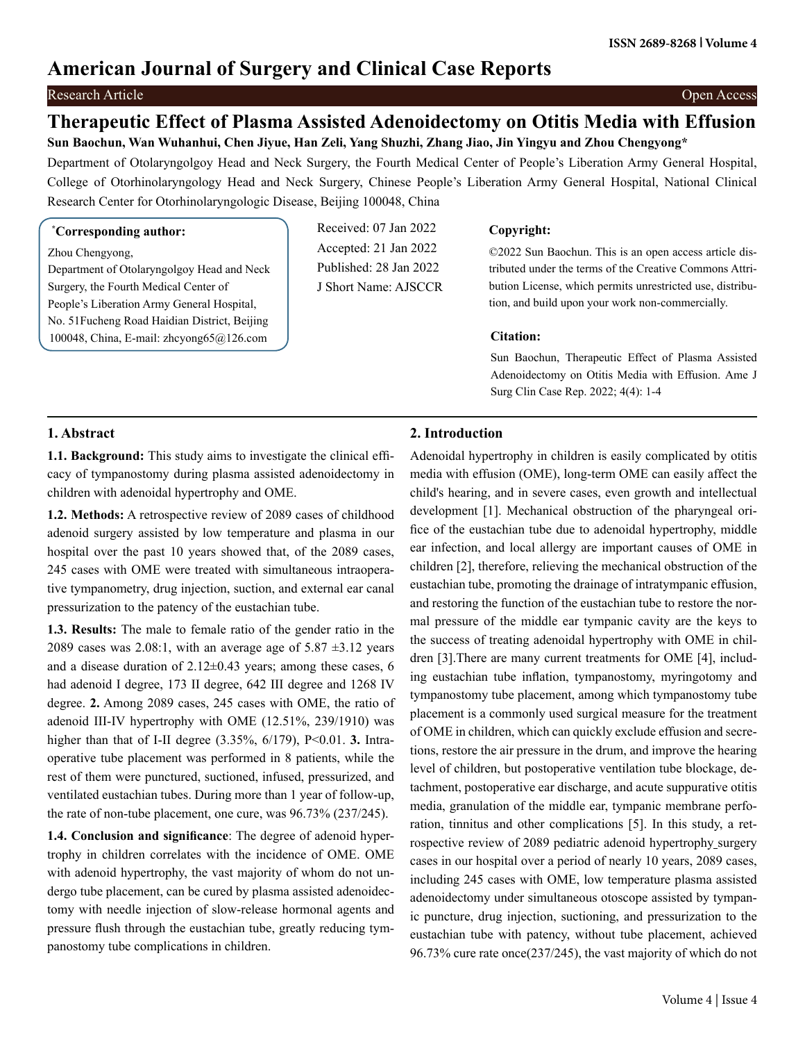# American Journal of Surgery and Clinical Case Reports

Research Article | Open Access

## Therapeutic Effect of Plasma Assisted Adenoidectomy on Otitis Media with Effusion

**Sun Baochun, Wan Wuhanhui, Chen Jiyue, Han Zeli, Yang Shuzhi, Zhang Jiao, Jin Yingyu and Zhou Chengyong***

Department of Otolaryngolgoy Head and Neck Surgery, the Fourth Medical Center of People's Liberation Army General Hospital, College of Otorhinolaryngology Head and Neck Surgery, Chinese People's Liberation Army General Hospital, National Clinical Research Center for Otorhinolaryngologic Disease, Beijing 100048, China

**\*Corresponding author:**

Zhou Chengyong,
Department of Otolaryngolgoy Head and Neck Surgery, the Fourth Medical Center of People's Liberation Army General Hospital, No. 51Fucheng Road Haidian District, Beijing 100048, China, E-mail: zhcyong65@126.com

Received: 07 Jan 2022
Accepted: 21 Jan 2022
Published: 28 Jan 2022
J Short Name: AJSCCR

**Copyright:**

©2022 Sun Baochun. This is an open access article distributed under the terms of the Creative Commons Attribution License, which permits unrestricted use, distribution, and build upon your work non-commercially.

**Citation:**

Sun Baochun, Therapeutic Effect of Plasma Assisted Adenoidectomy on Otitis Media with Effusion. Ame J Surg Clin Case Rep. 2022; 4(4): 1-4

### 1. Abstract

**1.1. Background:** This study aims to investigate the clinical efficacy of tympanostomy during plasma assisted adenoidectomy in children with adenoidal hypertrophy and OME.

**1.2. Methods:** A retrospective review of 2089 cases of childhood adenoid surgery assisted by low temperature and plasma in our hospital over the past 10 years showed that, of the 2089 cases, 245 cases with OME were treated with simultaneous intraoperative tympanometry, drug injection, suction, and external ear canal pressurization to the patency of the eustachian tube.

**1.3. Results:** The male to female ratio of the gender ratio in the 2089 cases was 2.08:1, with an average age of 5.87 ±3.12 years and a disease duration of 2.12±0.43 years; among these cases, 6 had adenoid I degree, 173 II degree, 642 III degree and 1268 IV degree. **2.** Among 2089 cases, 245 cases with OME, the ratio of adenoid III-IV hypertrophy with OME (12.51%, 239/1910) was higher than that of I-II degree (3.35%, 6/179), P<0.01. **3.** Intraoperative tube placement was performed in 8 patients, while the rest of them were punctured, suctioned, infused, pressurized, and ventilated eustachian tubes. During more than 1 year of follow-up, the rate of non-tube placement, one cure, was 96.73% (237/245).

**1.4. Conclusion and significance**: The degree of adenoid hypertrophy in children correlates with the incidence of OME. OME with adenoid hypertrophy, the vast majority of whom do not undergo tube placement, can be cured by plasma assisted adenoidectomy with needle injection of slow-release hormonal agents and pressure flush through the eustachian tube, greatly reducing tympanostomy tube complications in children.

### 2. Introduction

Adenoidal hypertrophy in children is easily complicated by otitis media with effusion (OME), long-term OME can easily affect the child's hearing, and in severe cases, even growth and intellectual development [1]. Mechanical obstruction of the pharyngeal orifice of the eustachian tube due to adenoidal hypertrophy, middle ear infection, and local allergy are important causes of OME in children [2], therefore, relieving the mechanical obstruction of the eustachian tube, promoting the drainage of intratympanic effusion, and restoring the function of the eustachian tube to restore the normal pressure of the middle ear tympanic cavity are the keys to the success of treating adenoidal hypertrophy with OME in children [3].There are many current treatments for OME [4], including eustachian tube inflation, tympanostomy, myringotomy and tympanostomy tube placement, among which tympanostomy tube placement is a commonly used surgical measure for the treatment of OME in children, which can quickly exclude effusion and secretions, restore the air pressure in the drum, and improve the hearing level of children, but postoperative ventilation tube blockage, detachment, postoperative ear discharge, and acute suppurative otitis media, granulation of the middle ear, tympanic membrane perforation, tinnitus and other complications [5]. In this study, a retrospective review of 2089 pediatric adenoid hypertrophy surgery cases in our hospital over a period of nearly 10 years, 2089 cases, including 245 cases with OME, low temperature plasma assisted adenoidectomy under simultaneous otoscope assisted by tympanic puncture, drug injection, suctioning, and pressurization to the eustachian tube with patency, without tube placement, achieved 96.73% cure rate once(237/245), the vast majority of which do not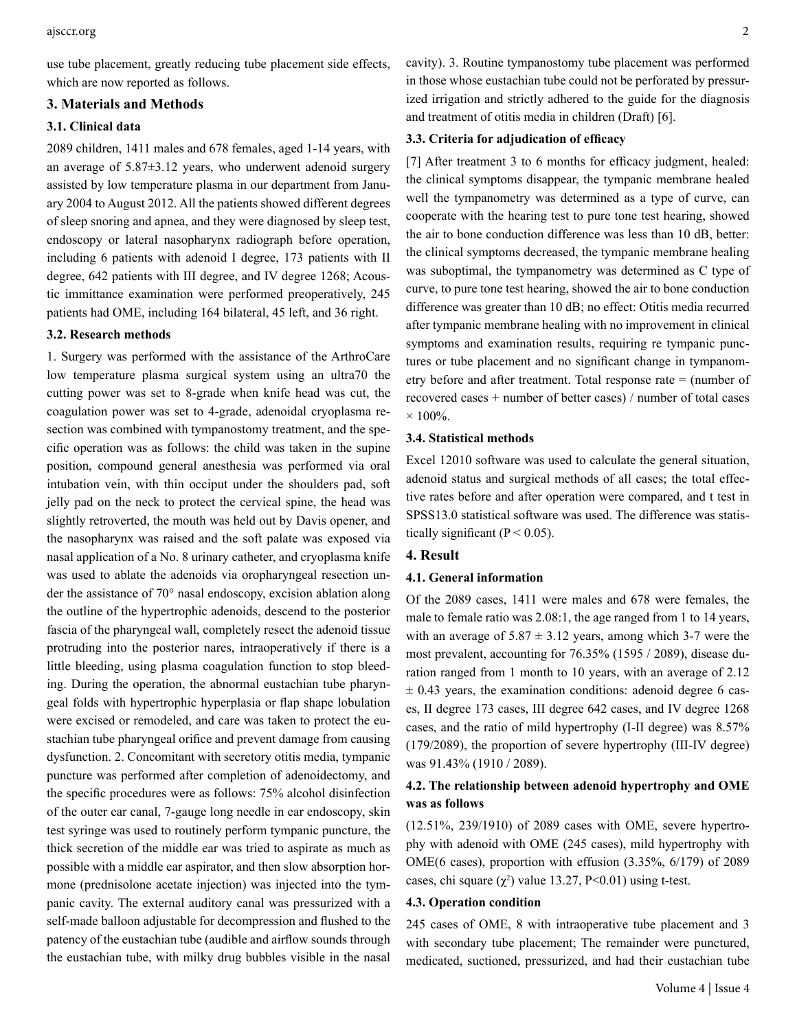use tube placement, greatly reducing tube placement side effects, which are now reported as follows.

## 3. Materials and Methods

### 3.1. Clinical data

2089 children, 1411 males and 678 females, aged 1-14 years, with an average of 5.87±3.12 years, who underwent adenoid surgery assisted by low temperature plasma in our department from January 2004 to August 2012. All the patients showed different degrees of sleep snoring and apnea, and they were diagnosed by sleep test, endoscopy or lateral nasopharynx radiograph before operation, including 6 patients with adenoid I degree, 173 patients with II degree, 642 patients with III degree, and IV degree 1268; Acoustic immittance examination were performed preoperatively, 245 patients had OME, including 164 bilateral, 45 left, and 36 right.

### 3.2. Research methods

1. Surgery was performed with the assistance of the ArthroCare low temperature plasma surgical system using an ultra70 the cutting power was set to 8-grade when knife head was cut, the coagulation power was set to 4-grade, adenoidal cryoplasma resection was combined with tympanostomy treatment, and the specific operation was as follows: the child was taken in the supine position, compound general anesthesia was performed via oral intubation vein, with thin occiput under the shoulders pad, soft jelly pad on the neck to protect the cervical spine, the head was slightly retroverted, the mouth was held out by Davis opener, and the nasopharynx was raised and the soft palate was exposed via nasal application of a No. 8 urinary catheter, and cryoplasma knife was used to ablate the adenoids via oropharyngeal resection under the assistance of 70° nasal endoscopy, excision ablation along the outline of the hypertrophic adenoids, descend to the posterior fascia of the pharyngeal wall, completely resect the adenoid tissue protruding into the posterior nares, intraoperatively if there is a little bleeding, using plasma coagulation function to stop bleeding. During the operation, the abnormal eustachian tube pharyngeal folds with hypertrophic hyperplasia or flap shape lobulation were excised or remodeled, and care was taken to protect the eustachian tube pharyngeal orifice and prevent damage from causing dysfunction. 2. Concomitant with secretory otitis media, tympanic puncture was performed after completion of adenoidectomy, and the specific procedures were as follows: 75% alcohol disinfection of the outer ear canal, 7-gauge long needle in ear endoscopy, skin test syringe was used to routinely perform tympanic puncture, the thick secretion of the middle ear was tried to aspirate as much as possible with a middle ear aspirator, and then slow absorption hormone (prednisolone acetate injection) was injected into the tympanic cavity. The external auditory canal was pressurized with a self-made balloon adjustable for decompression and flushed to the patency of the eustachian tube (audible and airflow sounds through the eustachian tube, with milky drug bubbles visible in the nasal cavity). 3. Routine tympanostomy tube placement was performed in those whose eustachian tube could not be perforated by pressurized irrigation and strictly adhered to the guide for the diagnosis and treatment of otitis media in children (Draft) [6].

### 3.3. Criteria for adjudication of efficacy

[7] After treatment 3 to 6 months for efficacy judgment, healed: the clinical symptoms disappear, the tympanic membrane healed well the tympanometry was determined as a type of curve, can cooperate with the hearing test to pure tone test hearing, showed the air to bone conduction difference was less than 10 dB, better: the clinical symptoms decreased, the tympanic membrane healing was suboptimal, the tympanometry was determined as C type of curve, to pure tone test hearing, showed the air to bone conduction difference was greater than 10 dB; no effect: Otitis media recurred after tympanic membrane healing with no improvement in clinical symptoms and examination results, requiring re tympanic punctures or tube placement and no significant change in tympanometry before and after treatment. Total response rate = (number of recovered cases + number of better cases) / number of total cases × 100%.

### 3.4. Statistical methods

Excel 12010 software was used to calculate the general situation, adenoid status and surgical methods of all cases; the total effective rates before and after operation were compared, and t test in SPSS13.0 statistical software was used. The difference was statistically significant ($P < 0.05$).

## 4. Result

### 4.1. General information

Of the 2089 cases, 1411 were males and 678 were females, the male to female ratio was 2.08:1, the age ranged from 1 to 14 years, with an average of 5.87 ± 3.12 years, among which 3-7 were the most prevalent, accounting for 76.35% (1595 / 2089), disease duration ranged from 1 month to 10 years, with an average of 2.12 ± 0.43 years, the examination conditions: adenoid degree 6 cases, II degree 173 cases, III degree 642 cases, and IV degree 1268 cases, and the ratio of mild hypertrophy (I-II degree) was 8.57% (179/2089), the proportion of severe hypertrophy (III-IV degree) was 91.43% (1910 / 2089).

### 4.2. The relationship between adenoid hypertrophy and OME was as follows

(12.51%, 239/1910) of 2089 cases with OME, severe hypertrophy with adenoid with OME (245 cases), mild hypertrophy with OME(6 cases), proportion with effusion (3.35%, 6/179) of 2089 cases, chi square ($\chi^2$) value 13.27, $P<0.01$) using t-test.

### 4.3. Operation condition

245 cases of OME, 8 with intraoperative tube placement and 3 with secondary tube placement; The remainder were punctured, medicated, suctioned, pressurized, and had their eustachian tube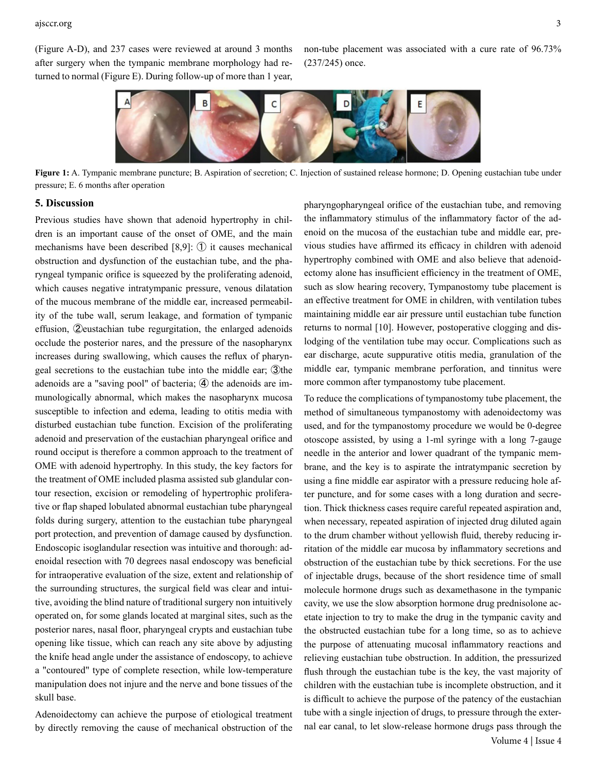(Figure A-D), and 237 cases were reviewed at around 3 months after surgery when the tympanic membrane morphology had returned to normal (Figure E). During follow-up of more than 1 year, non-tube placement was associated with a cure rate of 96.73% (237/245) once.

**Figure 1:** A. Tympanic membrane puncture; B. Aspiration of secretion; C. Injection of sustained release hormone; D. Opening eustachian tube under pressure; E. 6 months after operation

## 5. Discussion

Previous studies have shown that adenoid hypertrophy in children is an important cause of the onset of OME, and the main mechanisms have been described [8,9]: ① it causes mechanical obstruction and dysfunction of the eustachian tube, and the pharyngeal tympanic orifice is squeezed by the proliferating adenoid, which causes negative intratympanic pressure, venous dilatation of the mucous membrane of the middle ear, increased permeability of the tube wall, serum leakage, and formation of tympanic effusion, ②eustachian tube regurgitation, the enlarged adenoids occlude the posterior nares, and the pressure of the nasopharynx increases during swallowing, which causes the reflux of pharyngeal secretions to the eustachian tube into the middle ear; ③the adenoids are a "saving pool" of bacteria; ④ the adenoids are immunologically abnormal, which makes the nasopharynx mucosa susceptible to infection and edema, leading to otitis media with disturbed eustachian tube function. Excision of the proliferating adenoid and preservation of the eustachian pharyngeal orifice and round occiput is therefore a common approach to the treatment of OME with adenoid hypertrophy. In this study, the key factors for the treatment of OME included plasma assisted sub glandular contour resection, excision or remodeling of hypertrophic proliferative or flap shaped lobulated abnormal eustachian tube pharyngeal folds during surgery, attention to the eustachian tube pharyngeal port protection, and prevention of damage caused by dysfunction. Endoscopic isoglandular resection was intuitive and thorough: adenoidal resection with 70 degrees nasal endoscopy was beneficial for intraoperative evaluation of the size, extent and relationship of the surrounding structures, the surgical field was clear and intuitive, avoiding the blind nature of traditional surgery non intuitively operated on, for some glands located at marginal sites, such as the posterior nares, nasal floor, pharyngeal crypts and eustachian tube opening like tissue, which can reach any site above by adjusting the knife head angle under the assistance of endoscopy, to achieve a "contoured" type of complete resection, while low-temperature manipulation does not injure and the nerve and bone tissues of the skull base.

Adenoidectomy can achieve the purpose of etiological treatment by directly removing the cause of mechanical obstruction of the pharyngopharyngeal orifice of the eustachian tube, and removing the inflammatory stimulus of the inflammatory factor of the adenoid on the mucosa of the eustachian tube and middle ear, previous studies have affirmed its efficacy in children with adenoid hypertrophy combined with OME and also believe that adenoidectomy alone has insufficient efficiency in the treatment of OME, such as slow hearing recovery, Tympanostomy tube placement is an effective treatment for OME in children, with ventilation tubes maintaining middle ear air pressure until eustachian tube function returns to normal [10]. However, postoperative clogging and dislodging of the ventilation tube may occur. Complications such as ear discharge, acute suppurative otitis media, granulation of the middle ear, tympanic membrane perforation, and tinnitus were more common after tympanostomy tube placement.

To reduce the complications of tympanostomy tube placement, the method of simultaneous tympanostomy with adenoidectomy was used, and for the tympanostomy procedure we would be 0-degree otoscope assisted, by using a 1-ml syringe with a long 7-gauge needle in the anterior and lower quadrant of the tympanic membrane, and the key is to aspirate the intratympanic secretion by using a fine middle ear aspirator with a pressure reducing hole after puncture, and for some cases with a long duration and secretion. Thick thickness cases require careful repeated aspiration and, when necessary, repeated aspiration of injected drug diluted again to the drum chamber without yellowish fluid, thereby reducing irritation of the middle ear mucosa by inflammatory secretions and obstruction of the eustachian tube by thick secretions. For the use of injectable drugs, because of the short residence time of small molecule hormone drugs such as dexamethasone in the tympanic cavity, we use the slow absorption hormone drug prednisolone acetate injection to try to make the drug in the tympanic cavity and the obstructed eustachian tube for a long time, so as to achieve the purpose of attenuating mucosal inflammatory reactions and relieving eustachian tube obstruction. In addition, the pressurized flush through the eustachian tube is the key, the vast majority of children with the eustachian tube is incomplete obstruction, and it is difficult to achieve the purpose of the patency of the eustachian tube with a single injection of drugs, to pressure through the external ear canal, to let slow-release hormone drugs pass through the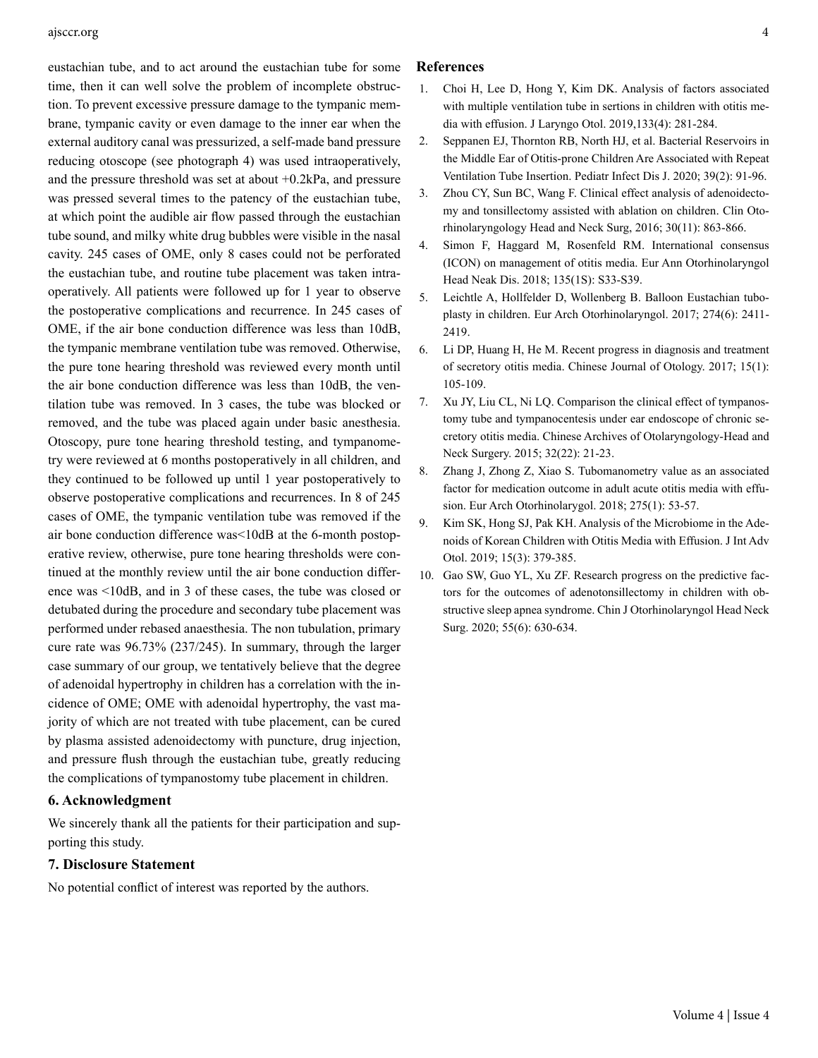eustachian tube, and to act around the eustachian tube for some time, then it can well solve the problem of incomplete obstruction. To prevent excessive pressure damage to the tympanic membrane, tympanic cavity or even damage to the inner ear when the external auditory canal was pressurized, a self-made band pressure reducing otoscope (see photograph 4) was used intraoperatively, and the pressure threshold was set at about +0.2kPa, and pressure was pressed several times to the patency of the eustachian tube, at which point the audible air flow passed through the eustachian tube sound, and milky white drug bubbles were visible in the nasal cavity. 245 cases of OME, only 8 cases could not be perforated the eustachian tube, and routine tube placement was taken intraoperatively. All patients were followed up for 1 year to observe the postoperative complications and recurrence. In 245 cases of OME, if the air bone conduction difference was less than 10dB, the tympanic membrane ventilation tube was removed. Otherwise, the pure tone hearing threshold was reviewed every month until the air bone conduction difference was less than 10dB, the ventilation tube was removed. In 3 cases, the tube was blocked or removed, and the tube was placed again under basic anesthesia. Otoscopy, pure tone hearing threshold testing, and tympanometry were reviewed at 6 months postoperatively in all children, and they continued to be followed up until 1 year postoperatively to observe postoperative complications and recurrences. In 8 of 245 cases of OME, the tympanic ventilation tube was removed if the air bone conduction difference was<10dB at the 6-month postoperative review, otherwise, pure tone hearing thresholds were continued at the monthly review until the air bone conduction difference was <10dB, and in 3 of these cases, the tube was closed or detubated during the procedure and secondary tube placement was performed under rebased anaesthesia. The non tubulation, primary cure rate was 96.73% (237/245). In summary, through the larger case summary of our group, we tentatively believe that the degree of adenoidal hypertrophy in children has a correlation with the incidence of OME; OME with adenoidal hypertrophy, the vast majority of which are not treated with tube placement, can be cured by plasma assisted adenoidectomy with puncture, drug injection, and pressure flush through the eustachian tube, greatly reducing the complications of tympanostomy tube placement in children.

## 6. Acknowledgment

We sincerely thank all the patients for their participation and supporting this study.

## 7. Disclosure Statement

No potential conflict of interest was reported by the authors.

## References

1. Choi H, Lee D, Hong Y, Kim DK. Analysis of factors associated with multiple ventilation tube in sertions in children with otitis media with effusion. J Laryngo Otol. 2019,133(4): 281-284.
2. Seppanen EJ, Thornton RB, North HJ, et al. Bacterial Reservoirs in the Middle Ear of Otitis-prone Children Are Associated with Repeat Ventilation Tube Insertion. Pediatr Infect Dis J. 2020; 39(2): 91-96.
3. Zhou CY, Sun BC, Wang F. Clinical effect analysis of adenoidectomy and tonsillectomy assisted with ablation on children. Clin Otorhinolaryngology Head and Neck Surg, 2016; 30(11): 863-866.
4. Simon F, Haggard M, Rosenfeld RM. International consensus (ICON) on management of otitis media. Eur Ann Otorhinolaryngol Head Neak Dis. 2018; 135(1S): S33-S39.
5. Leichtle A, Hollfelder D, Wollenberg B. Balloon Eustachian tuboplasty in children. Eur Arch Otorhinolaryngol. 2017; 274(6): 2411-2419.
6. Li DP, Huang H, He M. Recent progress in diagnosis and treatment of secretory otitis media. Chinese Journal of Otology. 2017; 15(1): 105-109.
7. Xu JY, Liu CL, Ni LQ. Comparison the clinical effect of tympanostomy tube and tympanocentesis under ear endoscope of chronic secretory otitis media. Chinese Archives of Otolaryngology-Head and Neck Surgery. 2015; 32(22): 21-23.
8. Zhang J, Zhong Z, Xiao S. Tubomanometry value as an associated factor for medication outcome in adult acute otitis media with effusion. Eur Arch Otorhinolarygol. 2018; 275(1): 53-57.
9. Kim SK, Hong SJ, Pak KH. Analysis of the Microbiome in the Adenoids of Korean Children with Otitis Media with Effusion. J Int Adv Otol. 2019; 15(3): 379-385.
10. Gao SW, Guo YL, Xu ZF. Research progress on the predictive factors for the outcomes of adenotonsillectomy in children with obstructive sleep apnea syndrome. Chin J Otorhinolaryngol Head Neck Surg. 2020; 55(6): 630-634.